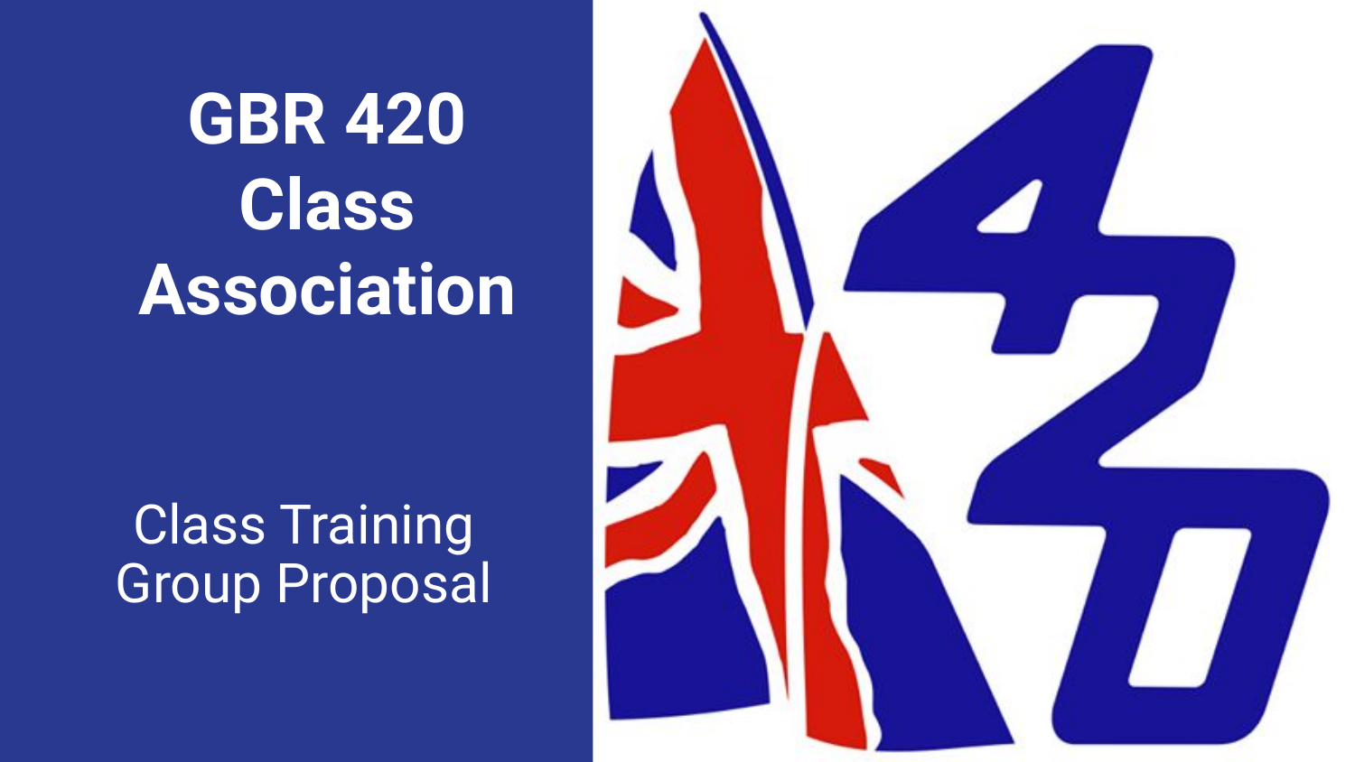# GBR 420 Class Association

Class Training Group Proposal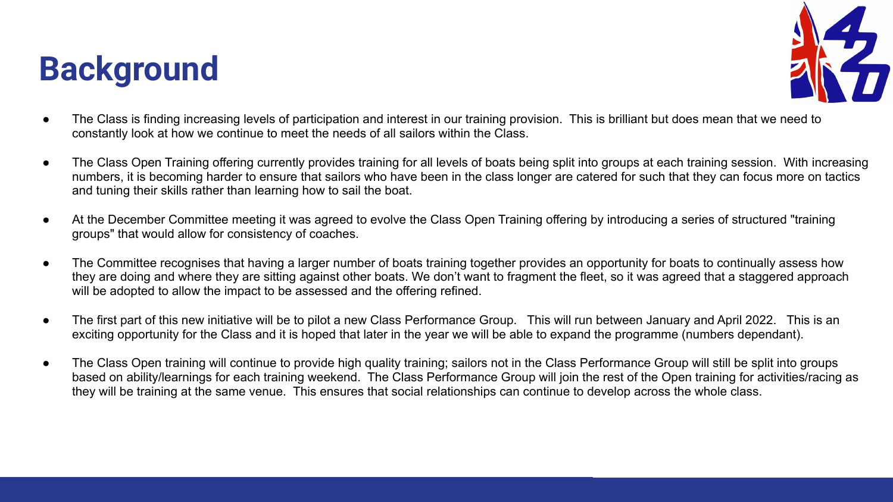# Background

- The Class is finding increasing levels of participation and interest in our training provision. This is brilliant but does mean that we need to constantly look at how we continue to meet the needs of all sailors within the Class.
- The Class Open Training offering currently provides training for all levels of boats being split into groups at each training session. With increasing numbers, it is becoming harder to ensure that sailors who have been in the class longer are catered for such that they can focus more on tactics and tuning their skills rather than learning how to sail the boat.
- At the December Committee meeting it was agreed to evolve the Class Open Training offering by introducing a series of structured "training groups" that would allow for consistency of coaches.
- The Committee recognises that having a larger number of boats training together provides an opportunity for boats to continually assess how they are doing and where they are sitting against other boats. We don't want to fragment the fleet, so it was agreed that a staggered approach will be adopted to allow the impact to be assessed and the offering refined.
- The first part of this new initiative will be to pilot a new Class Performance Group. This will run between January and April 2022. This is an exciting opportunity for the Class and it is hoped that later in the year we will be able to expand the programme (numbers dependant).
- The Class Open training will continue to provide high quality training; sailors not in the Class Performance Group will still be split into groups based on ability/learnings for each training weekend. The Class Performance Group will join the rest of the Open training for activities/racing as they will be training at the same venue. This ensures that social relationships can continue to develop across the whole class.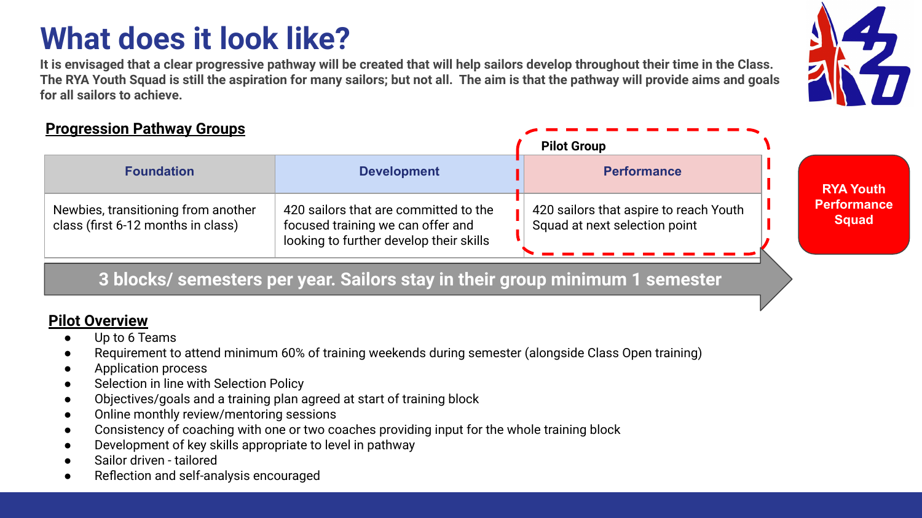# What does it look like?

**It is envisaged that a clear progressive pathway will be created that will help sailors develop throughout their time in the Class. The RYA Youth Squad is still the aspiration for many sailors; but not all. The aim is that the pathway will provide aims and goals for all sailors to achieve.**

## Progression Pathway Groups

Pilot Group: Performance

| Foundation | Development | Performance |
|---|---|---|
| Newbies, transitioning from another class (first 6-12 months in class) | 420 sailors that are committed to the focused training we can offer and looking to further develop their skills | 420 sailors that aspire to reach Youth Squad at next selection point |

**3 blocks/ semesters per year. Sailors stay in their group minimum 1 semester**

**RYA Youth Performance Squad**

## Pilot Overview

- Up to 6 Teams
- Requirement to attend minimum 60% of training weekends during semester (alongside Class Open training)
- Application process
- Selection in line with Selection Policy
- Objectives/goals and a training plan agreed at start of training block
- Online monthly review/mentoring sessions
- Consistency of coaching with one or two coaches providing input for the whole training block
- Development of key skills appropriate to level in pathway
- Sailor driven - tailored
- Reflection and self-analysis encouraged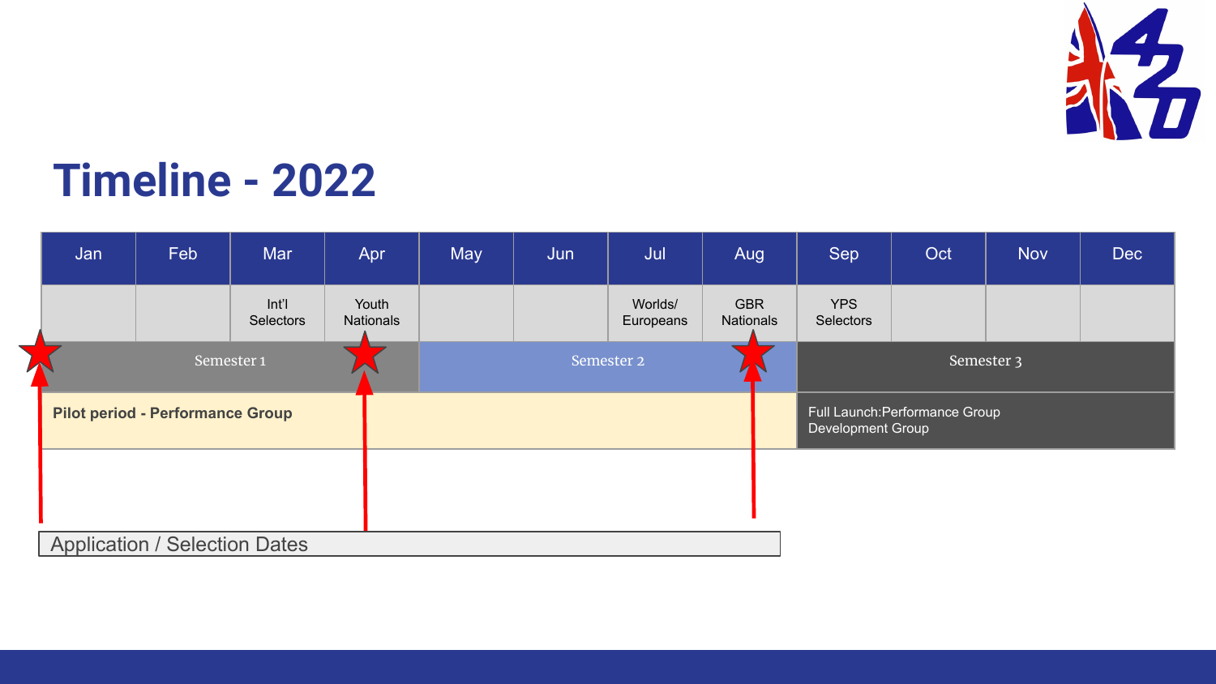# Timeline - 2022

| Jan | Feb | Mar | Apr | May | Jun | Jul | Aug | Sep | Oct | Nov | Dec |
|---|---|---|---|---|---|---|---|---|---|---|---|
| | | Int'l Selectors | Youth Nationals | | | Worlds/ Europeans | GBR Nationals | YPS Selectors | | | |
| Semester 1 | | | | Semester 2 | | | | Semester 3 | | | |
| Pilot period - Performance Group | | | | | | | | Full Launch: Performance Group Development Group | | | |

Application / Selection Dates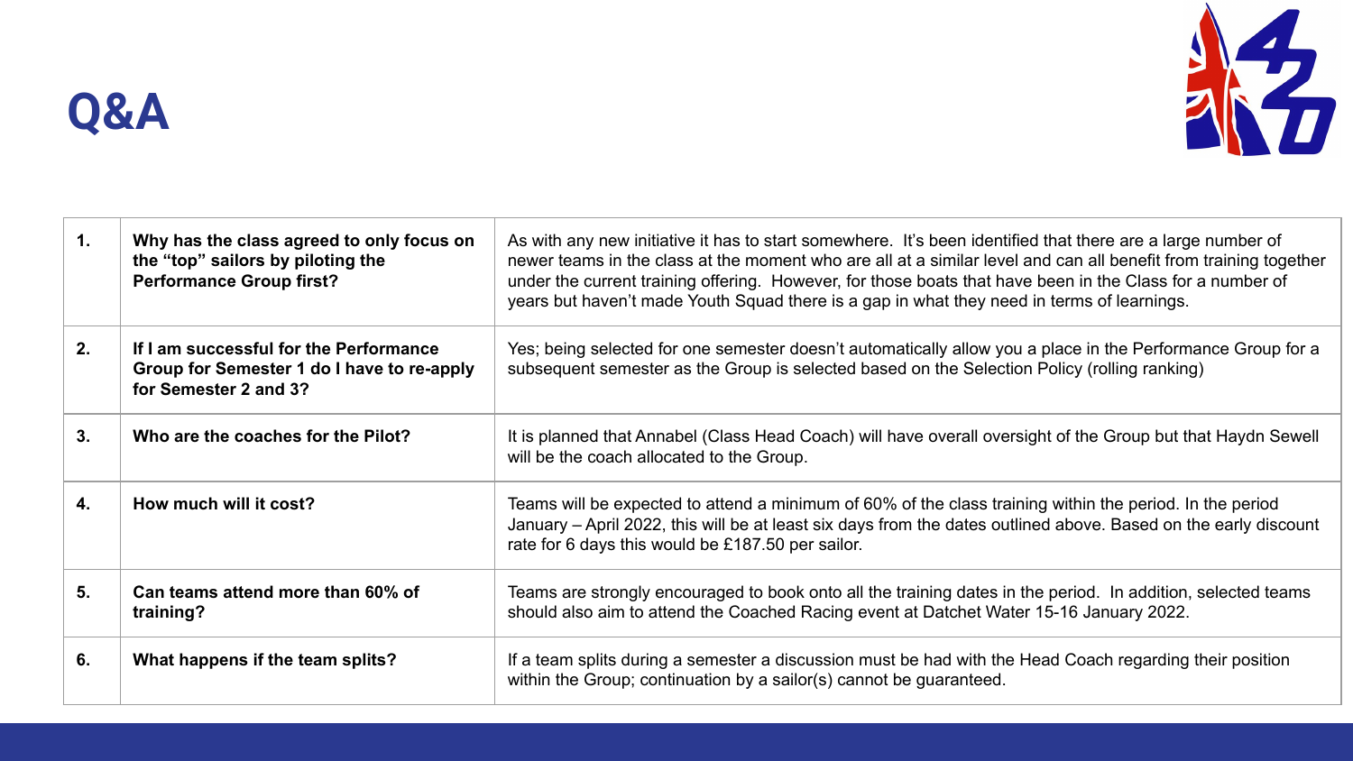# Q&A

| | | |
|---|---|---|
| **1.** | **Why has the class agreed to only focus on the "top" sailors by piloting the Performance Group first?** | As with any new initiative it has to start somewhere. It's been identified that there are a large number of newer teams in the class at the moment who are all at a similar level and can all benefit from training together under the current training offering. However, for those boats that have been in the Class for a number of years but haven't made Youth Squad there is a gap in what they need in terms of learnings. |
| **2.** | **If I am successful for the Performance Group for Semester 1 do I have to re-apply for Semester 2 and 3?** | Yes; being selected for one semester doesn't automatically allow you a place in the Performance Group for a subsequent semester as the Group is selected based on the Selection Policy (rolling ranking) |
| **3.** | **Who are the coaches for the Pilot?** | It is planned that Annabel (Class Head Coach) will have overall oversight of the Group but that Haydn Sewell will be the coach allocated to the Group. |
| **4.** | **How much will it cost?** | Teams will be expected to attend a minimum of 60% of the class training within the period. In the period January – April 2022, this will be at least six days from the dates outlined above. Based on the early discount rate for 6 days this would be £187.50 per sailor. |
| **5.** | **Can teams attend more than 60% of training?** | Teams are strongly encouraged to book onto all the training dates in the period. In addition, selected teams should also aim to attend the Coached Racing event at Datchet Water 15-16 January 2022. |
| **6.** | **What happens if the team splits?** | If a team splits during a semester a discussion must be had with the Head Coach regarding their position within the Group; continuation by a sailor(s) cannot be guaranteed. |